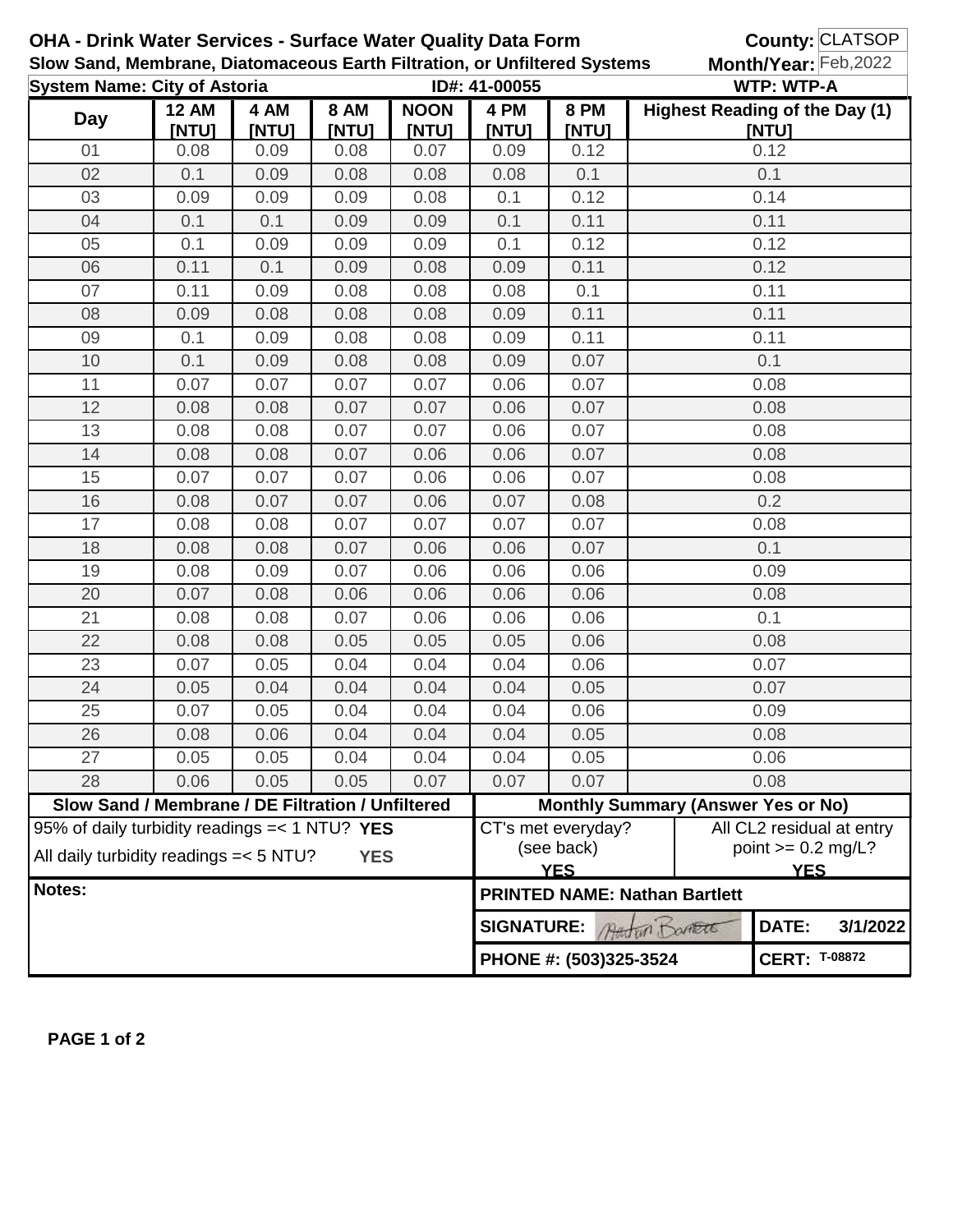**OHA - Drink Water Services - Surface Water Quality Data Form** **County:** CLATSOP

**Slow Sand, Membrane, Diatomaceous Earth Filtration, or Unfiltered Systems** **Month/Year:** Feb,2022

**System Name: City of Astoria** **ID#: 41-00055** **WTP: WTP-A**

| Day | 12 AM [NTU] | 4 AM [NTU] | 8 AM [NTU] | NOON [NTU] | 4 PM [NTU] | 8 PM [NTU] | Highest Reading of the Day (1) [NTU] |
|---|---|---|---|---|---|---|---|
| 01 | 0.08 | 0.09 | 0.08 | 0.07 | 0.09 | 0.12 | 0.12 |
| 02 | 0.1 | 0.09 | 0.08 | 0.08 | 0.08 | 0.1 | 0.1 |
| 03 | 0.09 | 0.09 | 0.09 | 0.08 | 0.1 | 0.12 | 0.14 |
| 04 | 0.1 | 0.1 | 0.09 | 0.09 | 0.1 | 0.11 | 0.11 |
| 05 | 0.1 | 0.09 | 0.09 | 0.09 | 0.1 | 0.12 | 0.12 |
| 06 | 0.11 | 0.1 | 0.09 | 0.08 | 0.09 | 0.11 | 0.12 |
| 07 | 0.11 | 0.09 | 0.08 | 0.08 | 0.08 | 0.1 | 0.11 |
| 08 | 0.09 | 0.08 | 0.08 | 0.08 | 0.09 | 0.11 | 0.11 |
| 09 | 0.1 | 0.09 | 0.08 | 0.08 | 0.09 | 0.11 | 0.11 |
| 10 | 0.1 | 0.09 | 0.08 | 0.08 | 0.09 | 0.07 | 0.1 |
| 11 | 0.07 | 0.07 | 0.07 | 0.07 | 0.06 | 0.07 | 0.08 |
| 12 | 0.08 | 0.08 | 0.07 | 0.07 | 0.06 | 0.07 | 0.08 |
| 13 | 0.08 | 0.08 | 0.07 | 0.07 | 0.06 | 0.07 | 0.08 |
| 14 | 0.08 | 0.08 | 0.07 | 0.06 | 0.06 | 0.07 | 0.08 |
| 15 | 0.07 | 0.07 | 0.07 | 0.06 | 0.06 | 0.07 | 0.08 |
| 16 | 0.08 | 0.07 | 0.07 | 0.06 | 0.07 | 0.08 | 0.2 |
| 17 | 0.08 | 0.08 | 0.07 | 0.07 | 0.07 | 0.07 | 0.08 |
| 18 | 0.08 | 0.08 | 0.07 | 0.06 | 0.06 | 0.07 | 0.1 |
| 19 | 0.08 | 0.09 | 0.07 | 0.06 | 0.06 | 0.06 | 0.09 |
| 20 | 0.07 | 0.08 | 0.06 | 0.06 | 0.06 | 0.06 | 0.08 |
| 21 | 0.08 | 0.08 | 0.07 | 0.06 | 0.06 | 0.06 | 0.1 |
| 22 | 0.08 | 0.08 | 0.05 | 0.05 | 0.05 | 0.06 | 0.08 |
| 23 | 0.07 | 0.05 | 0.04 | 0.04 | 0.04 | 0.06 | 0.07 |
| 24 | 0.05 | 0.04 | 0.04 | 0.04 | 0.04 | 0.05 | 0.07 |
| 25 | 0.07 | 0.05 | 0.04 | 0.04 | 0.04 | 0.06 | 0.09 |
| 26 | 0.08 | 0.06 | 0.04 | 0.04 | 0.04 | 0.05 | 0.08 |
| 27 | 0.05 | 0.05 | 0.04 | 0.04 | 0.04 | 0.05 | 0.06 |
| 28 | 0.06 | 0.05 | 0.05 | 0.07 | 0.07 | 0.07 | 0.08 |

| Slow Sand / Membrane / DE Filtration / Unfiltered | Monthly Summary (Answer Yes or No) | |
|---|---|---|
| 95% of daily turbidity readings =< 1 NTU? **YES** | CT's met everyday? (see back) **YES** | All CL2 residual at entry point >= 0.2 mg/L? **YES** |
| All daily turbidity readings =< 5 NTU? **YES** | | |

**Notes:**

**PRINTED NAME: Nathan Bartlett**

**SIGNATURE:** Nathan Bartlett **DATE:** 3/1/2022

**PHONE #: (503)325-3524** **CERT:** T-08872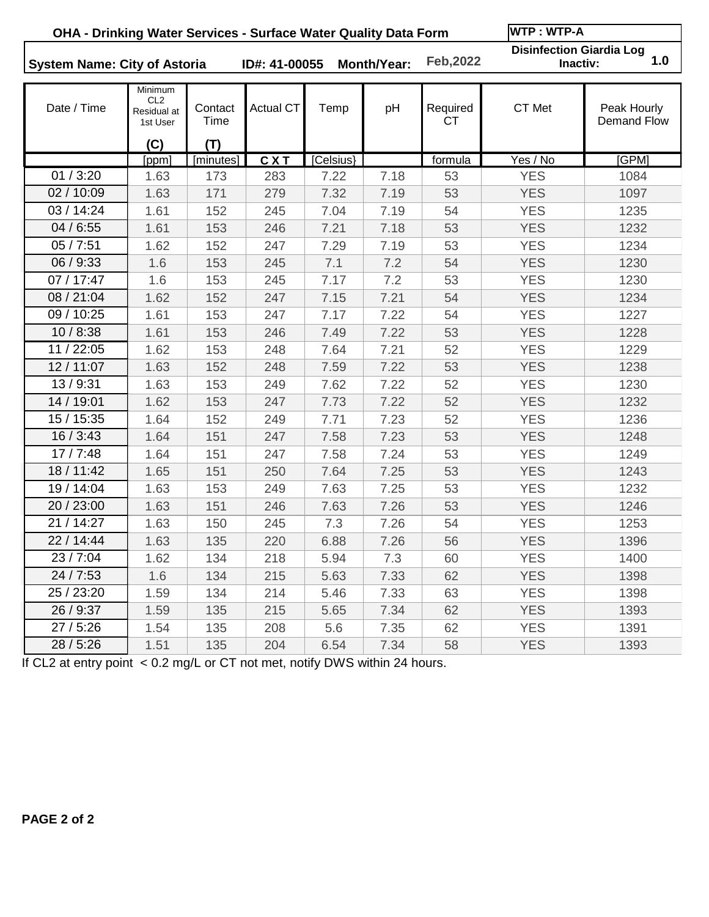**OHA - Drinking Water Services - Surface Water Quality Data Form**

**WTP : WTP-A**

**System Name: City of Astoria** **ID#: 41-00055** **Month/Year:** **Feb,2022**

**Disinfection Giardia Log Inactiv:** **1.0**

| Date / Time | Minimum $CL_2$ Residual at 1st User (C) | Contact Time (T) | Actual CT | Temp | pH | Required CT | CT Met | Peak Hourly Demand Flow |
|---|---|---|---|---|---|---|---|---|
| | [ppm] | [minutes] | C X T | [Celsius} | | formula | Yes / No | [GPM] |
| 01 / 3:20 | 1.63 | 173 | 283 | 7.22 | 7.18 | 53 | YES | 1084 |
| 02 / 10:09 | 1.63 | 171 | 279 | 7.32 | 7.19 | 53 | YES | 1097 |
| 03 / 14:24 | 1.61 | 152 | 245 | 7.04 | 7.19 | 54 | YES | 1235 |
| 04 / 6:55 | 1.61 | 153 | 246 | 7.21 | 7.18 | 53 | YES | 1232 |
| 05 / 7:51 | 1.62 | 152 | 247 | 7.29 | 7.19 | 53 | YES | 1234 |
| 06 / 9:33 | 1.6 | 153 | 245 | 7.1 | 7.2 | 54 | YES | 1230 |
| 07 / 17:47 | 1.6 | 153 | 245 | 7.17 | 7.2 | 53 | YES | 1230 |
| 08 / 21:04 | 1.62 | 152 | 247 | 7.15 | 7.21 | 54 | YES | 1234 |
| 09 / 10:25 | 1.61 | 153 | 247 | 7.17 | 7.22 | 54 | YES | 1227 |
| 10 / 8:38 | 1.61 | 153 | 246 | 7.49 | 7.22 | 53 | YES | 1228 |
| 11 / 22:05 | 1.62 | 153 | 248 | 7.64 | 7.21 | 52 | YES | 1229 |
| 12 / 11:07 | 1.63 | 152 | 248 | 7.59 | 7.22 | 53 | YES | 1238 |
| 13 / 9:31 | 1.63 | 153 | 249 | 7.62 | 7.22 | 52 | YES | 1230 |
| 14 / 19:01 | 1.62 | 153 | 247 | 7.73 | 7.22 | 52 | YES | 1232 |
| 15 / 15:35 | 1.64 | 152 | 249 | 7.71 | 7.23 | 52 | YES | 1236 |
| 16 / 3:43 | 1.64 | 151 | 247 | 7.58 | 7.23 | 53 | YES | 1248 |
| 17 / 7:48 | 1.64 | 151 | 247 | 7.58 | 7.24 | 53 | YES | 1249 |
| 18 / 11:42 | 1.65 | 151 | 250 | 7.64 | 7.25 | 53 | YES | 1243 |
| 19 / 14:04 | 1.63 | 153 | 249 | 7.63 | 7.25 | 53 | YES | 1232 |
| 20 / 23:00 | 1.63 | 151 | 246 | 7.63 | 7.26 | 53 | YES | 1246 |
| 21 / 14:27 | 1.63 | 150 | 245 | 7.3 | 7.26 | 54 | YES | 1253 |
| 22 / 14:44 | 1.63 | 135 | 220 | 6.88 | 7.26 | 56 | YES | 1396 |
| 23 / 7:04 | 1.62 | 134 | 218 | 5.94 | 7.3 | 60 | YES | 1400 |
| 24 / 7:53 | 1.6 | 134 | 215 | 5.63 | 7.33 | 62 | YES | 1398 |
| 25 / 23:20 | 1.59 | 134 | 214 | 5.46 | 7.33 | 63 | YES | 1398 |
| 26 / 9:37 | 1.59 | 135 | 215 | 5.65 | 7.34 | 62 | YES | 1393 |
| 27 / 5:26 | 1.54 | 135 | 208 | 5.6 | 7.35 | 62 | YES | 1391 |
| 28 / 5:26 | 1.51 | 135 | 204 | 6.54 | 7.34 | 58 | YES | 1393 |

If $CL_2$ at entry point < 0.2 mg/L or CT not met, notify DWS within 24 hours.